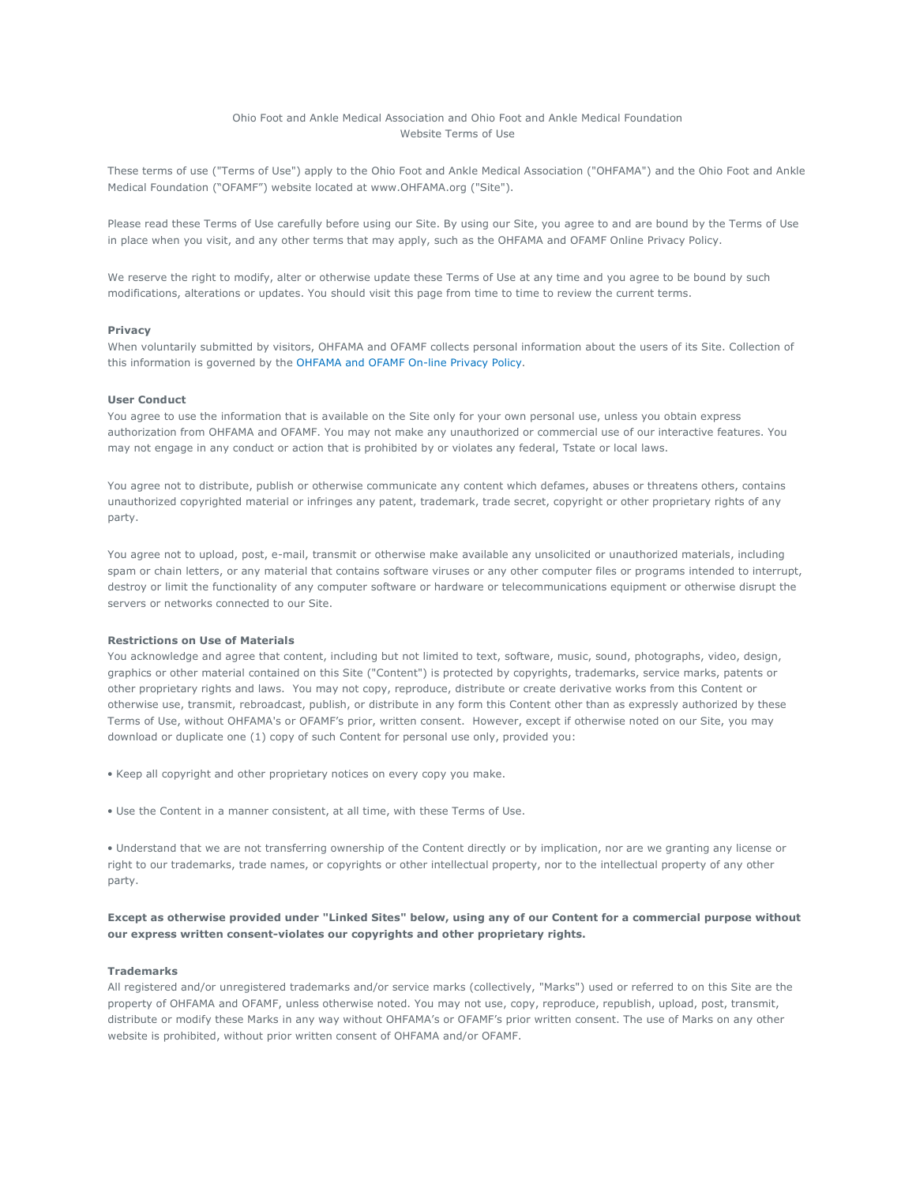Ohio Foot and Ankle Medical Association and Ohio Foot and Ankle Medical Foundation
Website Terms of Use

These terms of use ("Terms of Use") apply to the Ohio Foot and Ankle Medical Association ("OHFAMA") and the Ohio Foot and Ankle Medical Foundation ("OFAMF") website located at www.OHFAMA.org ("Site").

Please read these Terms of Use carefully before using our Site. By using our Site, you agree to and are bound by the Terms of Use in place when you visit, and any other terms that may apply, such as the OHFAMA and OFAMF Online Privacy Policy.

We reserve the right to modify, alter or otherwise update these Terms of Use at any time and you agree to be bound by such modifications, alterations or updates. You should visit this page from time to time to review the current terms.

**Privacy**
When voluntarily submitted by visitors, OHFAMA and OFAMF collects personal information about the users of its Site. Collection of this information is governed by the OHFAMA and OFAMF On-line Privacy Policy.

**User Conduct**
You agree to use the information that is available on the Site only for your own personal use, unless you obtain express authorization from OHFAMA and OFAMF. You may not make any unauthorized or commercial use of our interactive features. You may not engage in any conduct or action that is prohibited by or violates any federal, Tstate or local laws.

You agree not to distribute, publish or otherwise communicate any content which defames, abuses or threatens others, contains unauthorized copyrighted material or infringes any patent, trademark, trade secret, copyright or other proprietary rights of any party.

You agree not to upload, post, e-mail, transmit or otherwise make available any unsolicited or unauthorized materials, including spam or chain letters, or any material that contains software viruses or any other computer files or programs intended to interrupt, destroy or limit the functionality of any computer software or hardware or telecommunications equipment or otherwise disrupt the servers or networks connected to our Site.

**Restrictions on Use of Materials**
You acknowledge and agree that content, including but not limited to text, software, music, sound, photographs, video, design, graphics or other material contained on this Site ("Content") is protected by copyrights, trademarks, service marks, patents or other proprietary rights and laws. You may not copy, reproduce, distribute or create derivative works from this Content or otherwise use, transmit, rebroadcast, publish, or distribute in any form this Content other than as expressly authorized by these Terms of Use, without OHFAMA's or OFAMF's prior, written consent. However, except if otherwise noted on our Site, you may download or duplicate one (1) copy of such Content for personal use only, provided you:

• Keep all copyright and other proprietary notices on every copy you make.

• Use the Content in a manner consistent, at all time, with these Terms of Use.

• Understand that we are not transferring ownership of the Content directly or by implication, nor are we granting any license or right to our trademarks, trade names, or copyrights or other intellectual property, nor to the intellectual property of any other party.

**Except as otherwise provided under "Linked Sites" below, using any of our Content for a commercial purpose without our express written consent-violates our copyrights and other proprietary rights.**

**Trademarks**
All registered and/or unregistered trademarks and/or service marks (collectively, "Marks") used or referred to on this Site are the property of OHFAMA and OFAMF, unless otherwise noted. You may not use, copy, reproduce, republish, upload, post, transmit, distribute or modify these Marks in any way without OHFAMA's or OFAMF's prior written consent. The use of Marks on any other website is prohibited, without prior written consent of OHFAMA and/or OFAMF.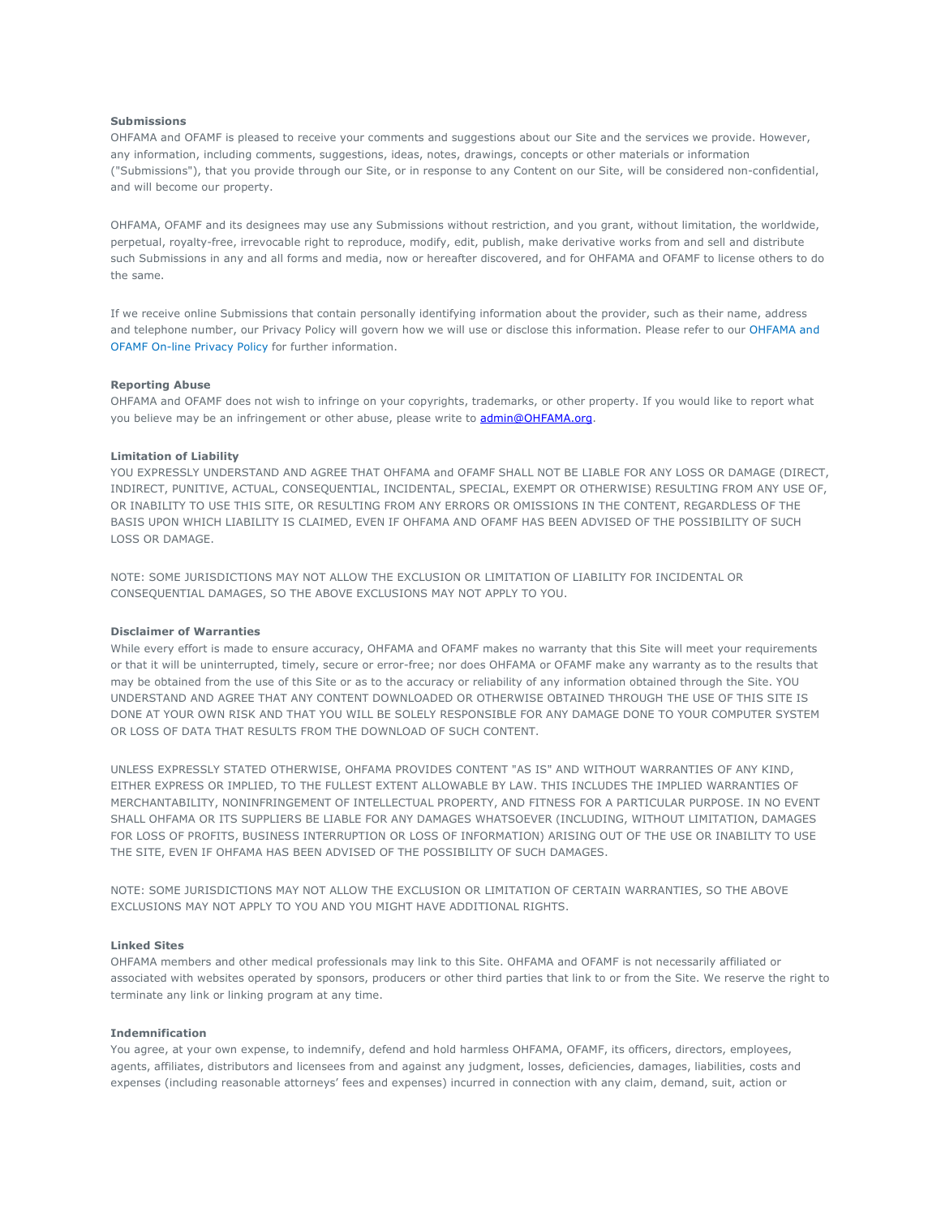**Submissions**
OHFAMA and OFAMF is pleased to receive your comments and suggestions about our Site and the services we provide. However, any information, including comments, suggestions, ideas, notes, drawings, concepts or other materials or information ("Submissions"), that you provide through our Site, or in response to any Content on our Site, will be considered non-confidential, and will become our property.

OHFAMA, OFAMF and its designees may use any Submissions without restriction, and you grant, without limitation, the worldwide, perpetual, royalty-free, irrevocable right to reproduce, modify, edit, publish, make derivative works from and sell and distribute such Submissions in any and all forms and media, now or hereafter discovered, and for OHFAMA and OFAMF to license others to do the same.

If we receive online Submissions that contain personally identifying information about the provider, such as their name, address and telephone number, our Privacy Policy will govern how we will use or disclose this information. Please refer to our OHFAMA and OFAMF On-line Privacy Policy for further information.

**Reporting Abuse**
OHFAMA and OFAMF does not wish to infringe on your copyrights, trademarks, or other property. If you would like to report what you believe may be an infringement or other abuse, please write to admin@OHFAMA.org.

**Limitation of Liability**
YOU EXPRESSLY UNDERSTAND AND AGREE THAT OHFAMA and OFAMF SHALL NOT BE LIABLE FOR ANY LOSS OR DAMAGE (DIRECT, INDIRECT, PUNITIVE, ACTUAL, CONSEQUENTIAL, INCIDENTAL, SPECIAL, EXEMPT OR OTHERWISE) RESULTING FROM ANY USE OF, OR INABILITY TO USE THIS SITE, OR RESULTING FROM ANY ERRORS OR OMISSIONS IN THE CONTENT, REGARDLESS OF THE BASIS UPON WHICH LIABILITY IS CLAIMED, EVEN IF OHFAMA AND OFAMF HAS BEEN ADVISED OF THE POSSIBILITY OF SUCH LOSS OR DAMAGE.

NOTE: SOME JURISDICTIONS MAY NOT ALLOW THE EXCLUSION OR LIMITATION OF LIABILITY FOR INCIDENTAL OR CONSEQUENTIAL DAMAGES, SO THE ABOVE EXCLUSIONS MAY NOT APPLY TO YOU.

**Disclaimer of Warranties**
While every effort is made to ensure accuracy, OHFAMA and OFAMF makes no warranty that this Site will meet your requirements or that it will be uninterrupted, timely, secure or error-free; nor does OHFAMA or OFAMF make any warranty as to the results that may be obtained from the use of this Site or as to the accuracy or reliability of any information obtained through the Site. YOU UNDERSTAND AND AGREE THAT ANY CONTENT DOWNLOADED OR OTHERWISE OBTAINED THROUGH THE USE OF THIS SITE IS DONE AT YOUR OWN RISK AND THAT YOU WILL BE SOLELY RESPONSIBLE FOR ANY DAMAGE DONE TO YOUR COMPUTER SYSTEM OR LOSS OF DATA THAT RESULTS FROM THE DOWNLOAD OF SUCH CONTENT.

UNLESS EXPRESSLY STATED OTHERWISE, OHFAMA PROVIDES CONTENT "AS IS" AND WITHOUT WARRANTIES OF ANY KIND, EITHER EXPRESS OR IMPLIED, TO THE FULLEST EXTENT ALLOWABLE BY LAW. THIS INCLUDES THE IMPLIED WARRANTIES OF MERCHANTABILITY, NONINFRINGEMENT OF INTELLECTUAL PROPERTY, AND FITNESS FOR A PARTICULAR PURPOSE. IN NO EVENT SHALL OHFAMA OR ITS SUPPLIERS BE LIABLE FOR ANY DAMAGES WHATSOEVER (INCLUDING, WITHOUT LIMITATION, DAMAGES FOR LOSS OF PROFITS, BUSINESS INTERRUPTION OR LOSS OF INFORMATION) ARISING OUT OF THE USE OR INABILITY TO USE THE SITE, EVEN IF OHFAMA HAS BEEN ADVISED OF THE POSSIBILITY OF SUCH DAMAGES.

NOTE: SOME JURISDICTIONS MAY NOT ALLOW THE EXCLUSION OR LIMITATION OF CERTAIN WARRANTIES, SO THE ABOVE EXCLUSIONS MAY NOT APPLY TO YOU AND YOU MIGHT HAVE ADDITIONAL RIGHTS.

**Linked Sites**
OHFAMA members and other medical professionals may link to this Site. OHFAMA and OFAMF is not necessarily affiliated or associated with websites operated by sponsors, producers or other third parties that link to or from the Site. We reserve the right to terminate any link or linking program at any time.

**Indemnification**
You agree, at your own expense, to indemnify, defend and hold harmless OHFAMA, OFAMF, its officers, directors, employees, agents, affiliates, distributors and licensees from and against any judgment, losses, deficiencies, damages, liabilities, costs and expenses (including reasonable attorneys' fees and expenses) incurred in connection with any claim, demand, suit, action or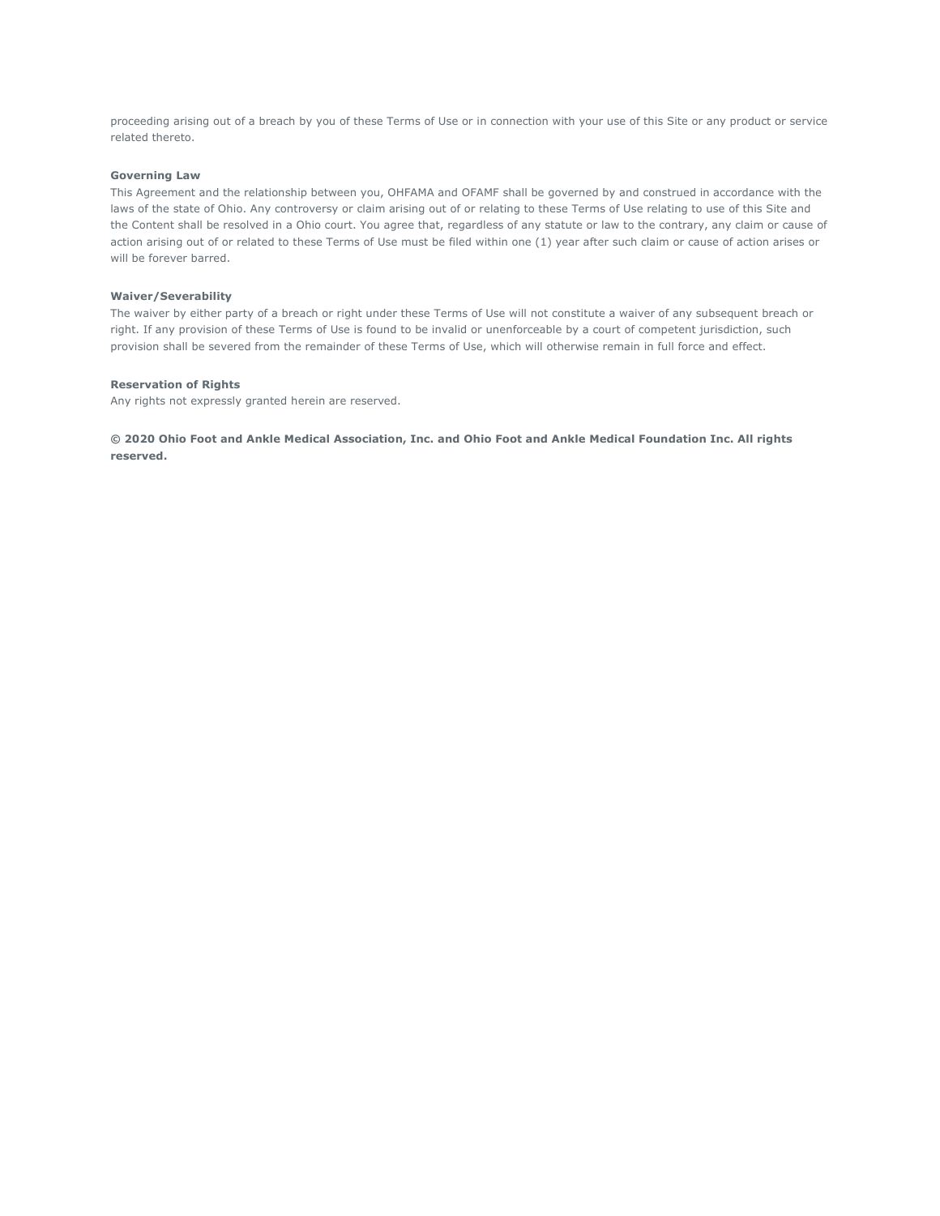proceeding arising out of a breach by you of these Terms of Use or in connection with your use of this Site or any product or service related thereto.

**Governing Law**

This Agreement and the relationship between you, OHFAMA and OFAMF shall be governed by and construed in accordance with the laws of the state of Ohio. Any controversy or claim arising out of or relating to these Terms of Use relating to use of this Site and the Content shall be resolved in a Ohio court. You agree that, regardless of any statute or law to the contrary, any claim or cause of action arising out of or related to these Terms of Use must be filed within one (1) year after such claim or cause of action arises or will be forever barred.

**Waiver/Severability**

The waiver by either party of a breach or right under these Terms of Use will not constitute a waiver of any subsequent breach or right. If any provision of these Terms of Use is found to be invalid or unenforceable by a court of competent jurisdiction, such provision shall be severed from the remainder of these Terms of Use, which will otherwise remain in full force and effect.

**Reservation of Rights**

Any rights not expressly granted herein are reserved.

**© 2020 Ohio Foot and Ankle Medical Association, Inc. and Ohio Foot and Ankle Medical Foundation Inc. All rights reserved.**